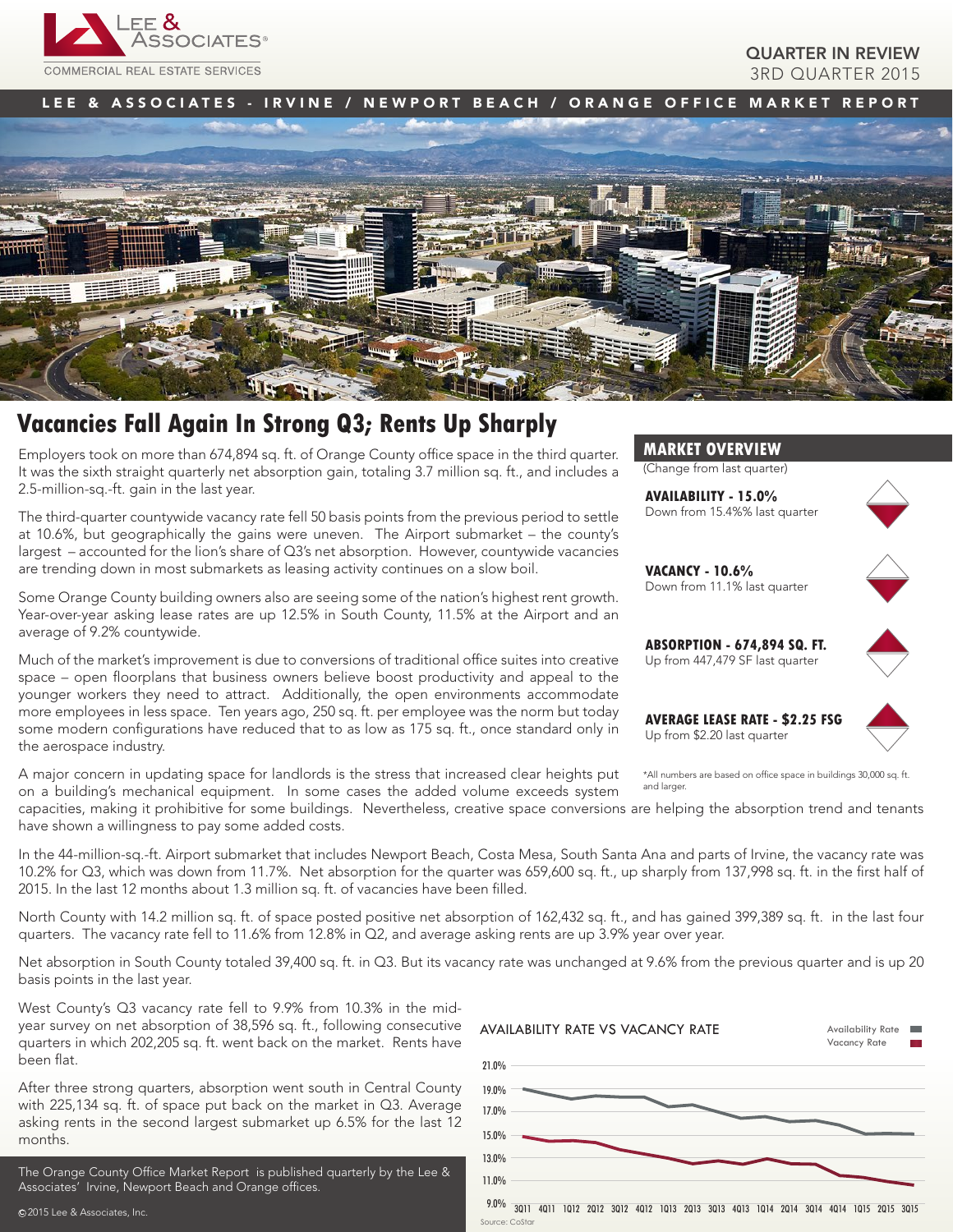QUARTER IN REVIEW
3RD QUARTER 2015

LEE & ASSOCIATES - IRVINE / NEWPORT BEACH / ORANGE OFFICE MARKET REPORT

# Vacancies Fall Again In Strong Q3; Rents Up Sharply

Employers took on more than 674,894 sq. ft. of Orange County office space in the third quarter. It was the sixth straight quarterly net absorption gain, totaling 3.7 million sq. ft., and includes a 2.5-million-sq.-ft. gain in the last year.

The third-quarter countywide vacancy rate fell 50 basis points from the previous period to settle at 10.6%, but geographically the gains were uneven. The Airport submarket – the county's largest – accounted for the lion's share of Q3's net absorption. However, countywide vacancies are trending down in most submarkets as leasing activity continues on a slow boil.

Some Orange County building owners also are seeing some of the nation's highest rent growth. Year-over-year asking lease rates are up 12.5% in South County, 11.5% at the Airport and an average of 9.2% countywide.

Much of the market's improvement is due to conversions of traditional office suites into creative space – open floorplans that business owners believe boost productivity and appeal to the younger workers they need to attract. Additionally, the open environments accommodate more employees in less space. Ten years ago, 250 sq. ft. per employee was the norm but today some modern configurations have reduced that to as low as 175 sq. ft., once standard only in the aerospace industry.

A major concern in updating space for landlords is the stress that increased clear heights put on a building's mechanical equipment. In some cases the added volume exceeds system capacities, making it prohibitive for some buildings. Nevertheless, creative space conversions are helping the absorption trend and tenants have shown a willingness to pay some added costs.

In the 44-million-sq.-ft. Airport submarket that includes Newport Beach, Costa Mesa, South Santa Ana and parts of Irvine, the vacancy rate was 10.2% for Q3, which was down from 11.7%. Net absorption for the quarter was 659,600 sq. ft., up sharply from 137,998 sq. ft. in the first half of 2015. In the last 12 months about 1.3 million sq. ft. of vacancies have been filled.

North County with 14.2 million sq. ft. of space posted positive net absorption of 162,432 sq. ft., and has gained 399,389 sq. ft. in the last four quarters. The vacancy rate fell to 11.6% from 12.8% in Q2, and average asking rents are up 3.9% year over year.

Net absorption in South County totaled 39,400 sq. ft. in Q3. But its vacancy rate was unchanged at 9.6% from the previous quarter and is up 20 basis points in the last year.

West County's Q3 vacancy rate fell to 9.9% from 10.3% in the mid-year survey on net absorption of 38,596 sq. ft., following consecutive quarters in which 202,205 sq. ft. went back on the market. Rents have been flat.

After three strong quarters, absorption went south in Central County with 225,134 sq. ft. of space put back on the market in Q3. Average asking rents in the second largest submarket up 6.5% for the last 12 months.

## MARKET OVERVIEW

(Change from last quarter)

**AVAILABILITY - 15.0%**
Down from 15.4%% last quarter

**VACANCY - 10.6%**
Down from 11.1% last quarter

**ABSORPTION - 674,894 SQ. FT.**
Up from 447,479 SF last quarter

**AVERAGE LEASE RATE - $2.25 FSG**
Up from $2.20 last quarter

*All numbers are based on office space in buildings 30,000 sq. ft. and larger.

AVAILABILITY RATE VS VACANCY RATE

Source: CoStar

The Orange County Office Market Report is published quarterly by the Lee & Associates' Irvine, Newport Beach and Orange offices.

©2015 Lee & Associates, Inc.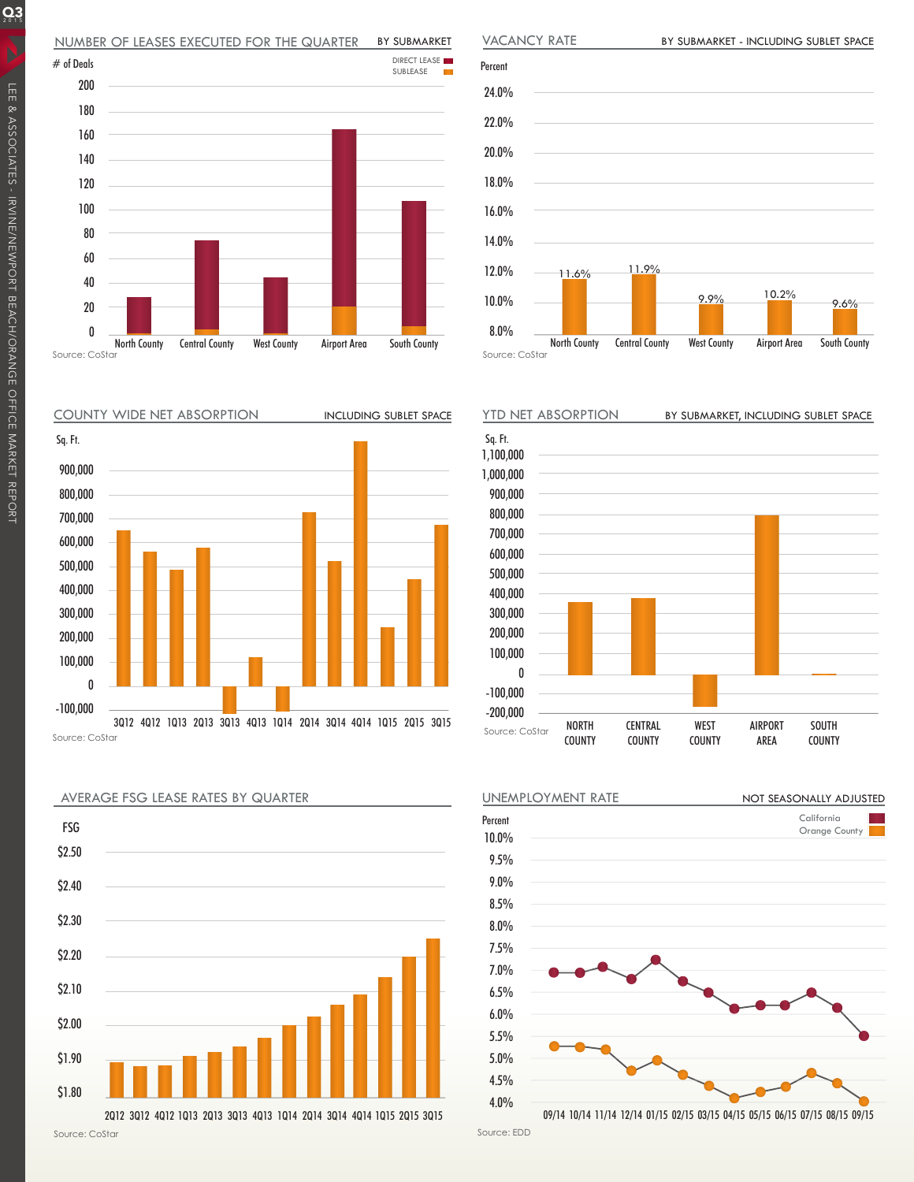## NUMBER OF LEASES EXECUTED FOR THE QUARTER

BY SUBMARKET

# of Deals

DIRECT LEASE
SUBLEASE

200
180
160
140
120
100
80
60
40
20
0

North County | Central County | West County | Airport Area | South County

Source: CoStar

## VACANCY RATE

BY SUBMARKET - INCLUDING SUBLET SPACE

Percent

| North County | Central County | West County | Airport Area | South County |
|---|---|---|---|---|
| 11.6% | 11.9% | 9.9% | 10.2% | 9.6% |

Source: CoStar

## COUNTY WIDE NET ABSORPTION

INCLUDING SUBLET SPACE

Sq. Ft.

900,000
800,000
700,000
600,000
500,000
400,000
300,000
200,000
100,000
0
-100,000

3Q12 4Q12 1Q13 2Q13 3Q13 4Q13 1Q14 2Q14 3Q14 4Q14 1Q15 2Q15 3Q15

Source: CoStar

## YTD NET ABSORPTION

BY SUBMARKET, INCLUDING SUBLET SPACE

Sq. Ft.

1,100,000
1,000,000
900,000
800,000
700,000
600,000
500,000
400,000
300,000
200,000
100,000
0
-100,000
-200,000

NORTH COUNTY | CENTRAL COUNTY | WEST COUNTY | AIRPORT AREA | SOUTH COUNTY

Source: CoStar

## AVERAGE FSG LEASE RATES BY QUARTER

FSG

$2.50
$2.40
$2.30
$2.20
$2.10
$2.00
$1.90
$1.80

2Q12 3Q12 4Q12 1Q13 2Q13 3Q13 4Q13 1Q14 2Q14 3Q14 4Q14 1Q15 2Q15 3Q15

Source: CoStar

## UNEMPLOYMENT RATE

NOT SEASONALLY ADJUSTED

Percent

California
Orange County

10.0%
9.5%
9.0%
8.5%
8.0%
7.5%
7.0%
6.5%
6.0%
5.5%
5.0%
4.5%
4.0%

09/14 10/14 11/14 12/14 01/15 02/15 03/15 04/15 05/15 06/15 07/15 08/15 09/15

Source: EDD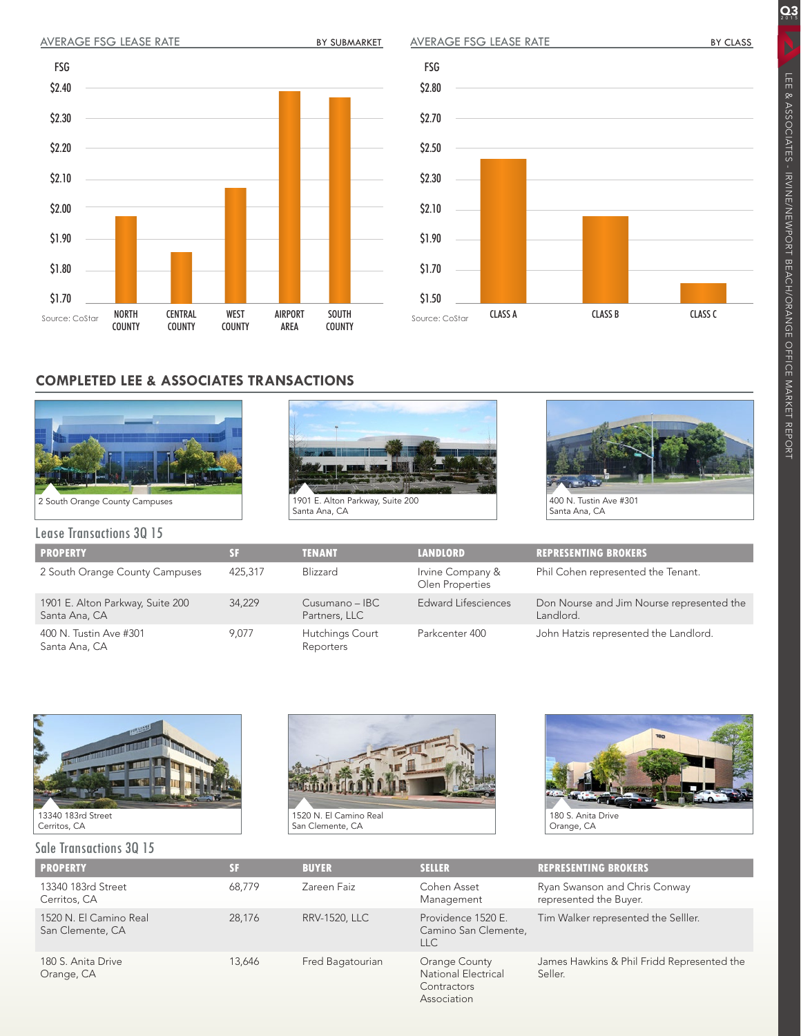## AVERAGE FSG LEASE RATE — BY SUBMARKET

FSG: $2.40, $2.30, $2.20, $2.10, $2.00, $1.90, $1.80, $1.70

NORTH COUNTY, CENTRAL COUNTY, WEST COUNTY, AIRPORT AREA, SOUTH COUNTY

Source: CoStar

## AVERAGE FSG LEASE RATE — BY CLASS

FSG: $2.80, $2.70, $2.50, $2.30, $2.10, $1.90, $1.70, $1.50

CLASS A, CLASS B, CLASS C

Source: CoStar

## COMPLETED LEE & ASSOCIATES TRANSACTIONS

2 South Orange County Campuses

1901 E. Alton Parkway, Suite 200
Santa Ana, CA

400 N. Tustin Ave #301
Santa Ana, CA

### Lease Transactions 3Q 15

| PROPERTY | SF | TENANT | LANDLORD | REPRESENTING BROKERS |
|---|---|---|---|---|
| 2 South Orange County Campuses | 425,317 | Blizzard | Irvine Company & Olen Properties | Phil Cohen represented the Tenant. |
| 1901 E. Alton Parkway, Suite 200 Santa Ana, CA | 34,229 | Cusumano – IBC Partners, LLC | Edward Lifesciences | Don Nourse and Jim Nourse represented the Landlord. |
| 400 N. Tustin Ave #301 Santa Ana, CA | 9,077 | Hutchings Court Reporters | Parkcenter 400 | John Hatzis represented the Landlord. |

13340 183rd Street
Cerritos, CA

1520 N. El Camino Real
San Clemente, CA

180 S. Anita Drive
Orange, CA

### Sale Transactions 3Q 15

| PROPERTY | SF | BUYER | SELLER | REPRESENTING BROKERS |
|---|---|---|---|---|
| 13340 183rd Street Cerritos, CA | 68,779 | Zareen Faiz | Cohen Asset Management | Ryan Swanson and Chris Conway represented the Buyer. |
| 1520 N. El Camino Real San Clemente, CA | 28,176 | RRV-1520, LLC | Providence 1520 E. Camino San Clemente, LLC | Tim Walker represented the Selller. |
| 180 S. Anita Drive Orange, CA | 13,646 | Fred Bagatourian | Orange County National Electrical Contractors Association | James Hawkins & Phil Fridd Represented the Seller. |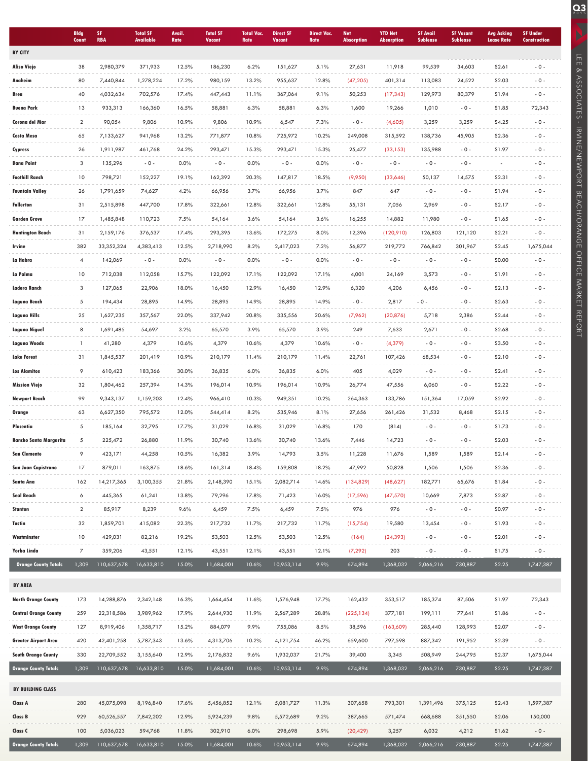| | Bldg Count | SF RBA | Total SF Available | Avail. Rate | Total SF Vacant | Total Vac. Rate | Direct SF Vacant | Direct Vac. Rate | Net Absorption | YTD Net Absorption | SF Avail Sublease | SF Vacant Sublease | Avg Asking Lease Rate | SF Under Construction |
|---|---|---|---|---|---|---|---|---|---|---|---|---|---|---|
| **BY CITY** | | | | | | | | | | | | | | |
| Aliso Viejo | 38 | 2,980,379 | 371,933 | 12.5% | 186,230 | 6.2% | 151,627 | 5.1% | 27,631 | 11,918 | 99,539 | 34,603 | $2.61 | - 0 - |
| Anaheim | 80 | 7,440,844 | 1,278,224 | 17.2% | 980,159 | 13.2% | 955,637 | 12.8% | (47,205) | 401,314 | 113,083 | 24,522 | $2.03 | - 0 - |
| Brea | 40 | 4,032,634 | 702,576 | 17.4% | 447,443 | 11.1% | 367,064 | 9.1% | 50,253 | (17,343) | 129,973 | 80,379 | $1.94 | - 0 - |
| Buena Park | 13 | 933,313 | 166,360 | 16.5% | 58,881 | 6.3% | 58,881 | 6.3% | 1,600 | 19,266 | 1,010 | - 0 - | $1.85 | 72,343 |
| Corona del Mar | 2 | 90,054 | 9,806 | 10.9% | 9,806 | 10.9% | 6,547 | 7.3% | - 0 - | (4,605) | 3,259 | 3,259 | $4.25 | - 0 - |
| Costa Mesa | 65 | 7,133,627 | 941,968 | 13.2% | 771,877 | 10.8% | 725,972 | 10.2% | 249,008 | 315,592 | 138,736 | 45,905 | $2.36 | - 0 - |
| Cypress | 26 | 1,911,987 | 461,768 | 24.2% | 293,471 | 15.3% | 293,471 | 15.3% | 25,477 | (33,153) | 135,988 | - 0 - | $1.97 | - 0 - |
| Dana Point | 3 | 135,296 | - 0 - | 0.0% | - 0 - | 0.0% | - 0 - | 0.0% | - 0 - | - 0 - | - 0 - | - 0 - | - | - 0 - |
| Foothill Ranch | 10 | 798,721 | 152,227 | 19.1% | 162,392 | 20.3% | 147,817 | 18.5% | (9,950) | (33,646) | 50,137 | 14,575 | $2.31 | - 0 - |
| Fountain Valley | 26 | 1,791,659 | 74,627 | 4.2% | 66,956 | 3.7% | 66,956 | 3.7% | 847 | 647 | - 0 - | - 0 - | $1.94 | - 0 - |
| Fullerton | 31 | 2,515,898 | 447,700 | 17.8% | 322,661 | 12.8% | 322,661 | 12.8% | 55,131 | 7,056 | 2,969 | - 0 - | $2.17 | - 0 - |
| Garden Grove | 17 | 1,485,848 | 110,723 | 7.5% | 54,164 | 3.6% | 54,164 | 3.6% | 16,255 | 14,882 | 11,980 | - 0 - | $1.65 | - 0 - |
| Huntington Beach | 31 | 2,159,176 | 376,537 | 17.4% | 293,395 | 13.6% | 172,275 | 8.0% | 12,396 | (120,910) | 126,803 | 121,120 | $2.21 | - 0 - |
| Irvine | 382 | 33,352,324 | 4,383,413 | 12.5% | 2,718,990 | 8.2% | 2,417,023 | 7.2% | 56,877 | 219,772 | 766,842 | 301,967 | $2.45 | 1,675,044 |
| La Habra | 4 | 142,069 | - 0 - | 0.0% | - 0 - | 0.0% | - 0 - | 0.0% | - 0 - | - 0 - | - 0 - | - 0 - | $0.00 | - 0 - |
| La Palma | 10 | 712,038 | 112,058 | 15.7% | 122,092 | 17.1% | 122,092 | 17.1% | 4,001 | 24,169 | 3,573 | - 0 - | $1.91 | - 0 - |
| Ladera Ranch | 3 | 127,065 | 22,906 | 18.0% | 16,450 | 12.9% | 16,450 | 12.9% | 6,320 | 4,206 | 6,456 | - 0 - | $2.13 | - 0 - |
| Laguna Beach | 5 | 194,434 | 28,895 | 14.9% | 28,895 | 14.9% | 28,895 | 14.9% | - 0 - | 2,817 | - 0 - | - 0 - | $2.63 | - 0 - |
| Laguna Hills | 25 | 1,627,235 | 357,567 | 22.0% | 337,942 | 20.8% | 335,556 | 20.6% | (7,962) | (20,876) | 5,718 | 2,386 | $2.44 | - 0 - |
| Laguna Niguel | 8 | 1,691,485 | 54,697 | 3.2% | 65,570 | 3.9% | 65,570 | 3.9% | 249 | 7,633 | 2,671 | - 0 - | $2.68 | - 0 - |
| Laguna Woods | 1 | 41,280 | 4,379 | 10.6% | 4,379 | 10.6% | 4,379 | 10.6% | - 0 - | (4,379) | - 0 - | - 0 - | $3.50 | - 0 - |
| Lake Forest | 31 | 1,845,537 | 201,419 | 10.9% | 210,179 | 11.4% | 210,179 | 11.4% | 22,761 | 107,426 | 68,534 | - 0 - | $2.10 | - 0 - |
| Los Alamitos | 9 | 610,423 | 183,366 | 30.0% | 36,835 | 6.0% | 36,835 | 6.0% | 405 | 4,029 | - 0 - | - 0 - | $2.41 | - 0 - |
| Mission Viejo | 32 | 1,804,462 | 257,394 | 14.3% | 196,014 | 10.9% | 196,014 | 10.9% | 26,774 | 47,556 | 6,060 | - 0 - | $2.22 | - 0 - |
| Newport Beach | 99 | 9,343,137 | 1,159,203 | 12.4% | 966,410 | 10.3% | 949,351 | 10.2% | 264,363 | 133,786 | 151,364 | 17,059 | $2.92 | - 0 - |
| Orange | 63 | 6,627,350 | 795,572 | 12.0% | 544,414 | 8.2% | 535,946 | 8.1% | 27,656 | 261,426 | 31,532 | 8,468 | $2.15 | - 0 - |
| Placentia | 5 | 185,164 | 32,795 | 17.7% | 31,029 | 16.8% | 31,029 | 16.8% | 170 | (814) | - 0 - | - 0 - | $1.73 | - 0 - |
| Rancho Santa Margarita | 5 | 225,472 | 26,880 | 11.9% | 30,740 | 13.6% | 30,740 | 13.6% | 7,446 | 14,723 | - 0 - | - 0 - | $2.03 | - 0 - |
| San Clemente | 9 | 423,171 | 44,258 | 10.5% | 16,382 | 3.9% | 14,793 | 3.5% | 11,228 | 11,676 | 1,589 | 1,589 | $2.14 | - 0 - |
| San Juan Capistrano | 17 | 879,011 | 163,875 | 18.6% | 161,314 | 18.4% | 159,808 | 18.2% | 47,992 | 50,828 | 1,506 | 1,506 | $2.36 | - 0 - |
| Santa Ana | 162 | 14,217,365 | 3,100,355 | 21.8% | 2,148,390 | 15.1% | 2,082,714 | 14.6% | (134,829) | (48,627) | 182,771 | 65,676 | $1.84 | - 0 - |
| Seal Beach | 6 | 445,365 | 61,241 | 13.8% | 79,296 | 17.8% | 71,423 | 16.0% | (17,596) | (47,570) | 10,669 | 7,873 | $2.87 | - 0 - |
| Stanton | 2 | 85,917 | 8,239 | 9.6% | 6,459 | 7.5% | 6,459 | 7.5% | 976 | 976 | - 0 - | - 0 - | $0.97 | - 0 - |
| Tustin | 32 | 1,859,701 | 415,082 | 22.3% | 217,732 | 11.7% | 217,732 | 11.7% | (15,754) | 19,580 | 13,454 | - 0 - | $1.93 | - 0 - |
| Westminster | 10 | 429,031 | 82,216 | 19.2% | 53,503 | 12.5% | 53,503 | 12.5% | (164) | (24,393) | - 0 - | - 0 - | $2.01 | - 0 - |
| Yorba Linda | 7 | 359,206 | 43,551 | 12.1% | 43,551 | 12.1% | 43,551 | 12.1% | (7,292) | 203 | - 0 - | - 0 - | $1.75 | - 0 - |
| **Orange County Totals** | 1,309 | 110,637,678 | 16,633,810 | 15.0% | 11,684,001 | 10.6% | 10,953,114 | 9.9% | 674,894 | 1,368,032 | 2,066,216 | 730,887 | $2.25 | 1,747,387 |
| **BY AREA** | | | | | | | | | | | | | | |
| North Orange County | 173 | 14,288,876 | 2,342,148 | 16.3% | 1,664,454 | 11.6% | 1,576,948 | 17.7% | 162,432 | 353,517 | 185,374 | 87,506 | $1.97 | 72,343 |
| Central Orange County | 259 | 22,318,586 | 3,989,962 | 17.9% | 2,644,930 | 11.9% | 2,567,289 | 28.8% | (225,134) | 377,181 | 199,111 | 77,641 | $1.86 | - 0 - |
| West Orange County | 127 | 8,919,406 | 1,358,717 | 15.2% | 884,079 | 9.9% | 755,086 | 8.5% | 38,596 | (163,609) | 285,440 | 128,993 | $2.07 | - 0 - |
| Greater Airport Area | 420 | 42,401,258 | 5,787,343 | 13.6% | 4,313,706 | 10.2% | 4,121,754 | 46.2% | 659,600 | 797,598 | 887,342 | 191,952 | $2.39 | - 0 - |
| South Orange County | 330 | 22,709,552 | 3,155,640 | 12.9% | 2,176,832 | 9.6% | 1,932,037 | 21.7% | 39,400 | 3,345 | 508,949 | 244,795 | $2.37 | 1,675,044 |
| **Orange County Totals** | 1,309 | 110,637,678 | 16,633,810 | 15.0% | 11,684,001 | 10.6% | 10,953,114 | 9.9% | 674,894 | 1,368,032 | 2,066,216 | 730,887 | $2.25 | 1,747,387 |
| **BY BUILDING CLASS** | | | | | | | | | | | | | | |
| Class A | 280 | 45,075,098 | 8,196,840 | 17.6% | 5,456,852 | 12.1% | 5,081,727 | 11.3% | 307,658 | 793,301 | 1,391,496 | 375,125 | $2.43 | 1,597,387 |
| Class B | 929 | 60,526,557 | 7,842,202 | 12.9% | 5,924,239 | 9.8% | 5,572,689 | 9.2% | 387,665 | 571,474 | 668,688 | 351,550 | $2.06 | 150,000 |
| Class C | 100 | 5,036,023 | 594,768 | 11.8% | 302,910 | 6.0% | 298,698 | 5.9% | (20,429) | 3,257 | 6,032 | 4,212 | $1.62 | - 0 - |
| **Orange County Totals** | 1,309 | 110,637,678 | 16,633,810 | 15.0% | 11,684,001 | 10.6% | 10,953,114 | 9.9% | 674,894 | 1,368,032 | 2,066,216 | 730,887 | $2.25 | 1,747,387 |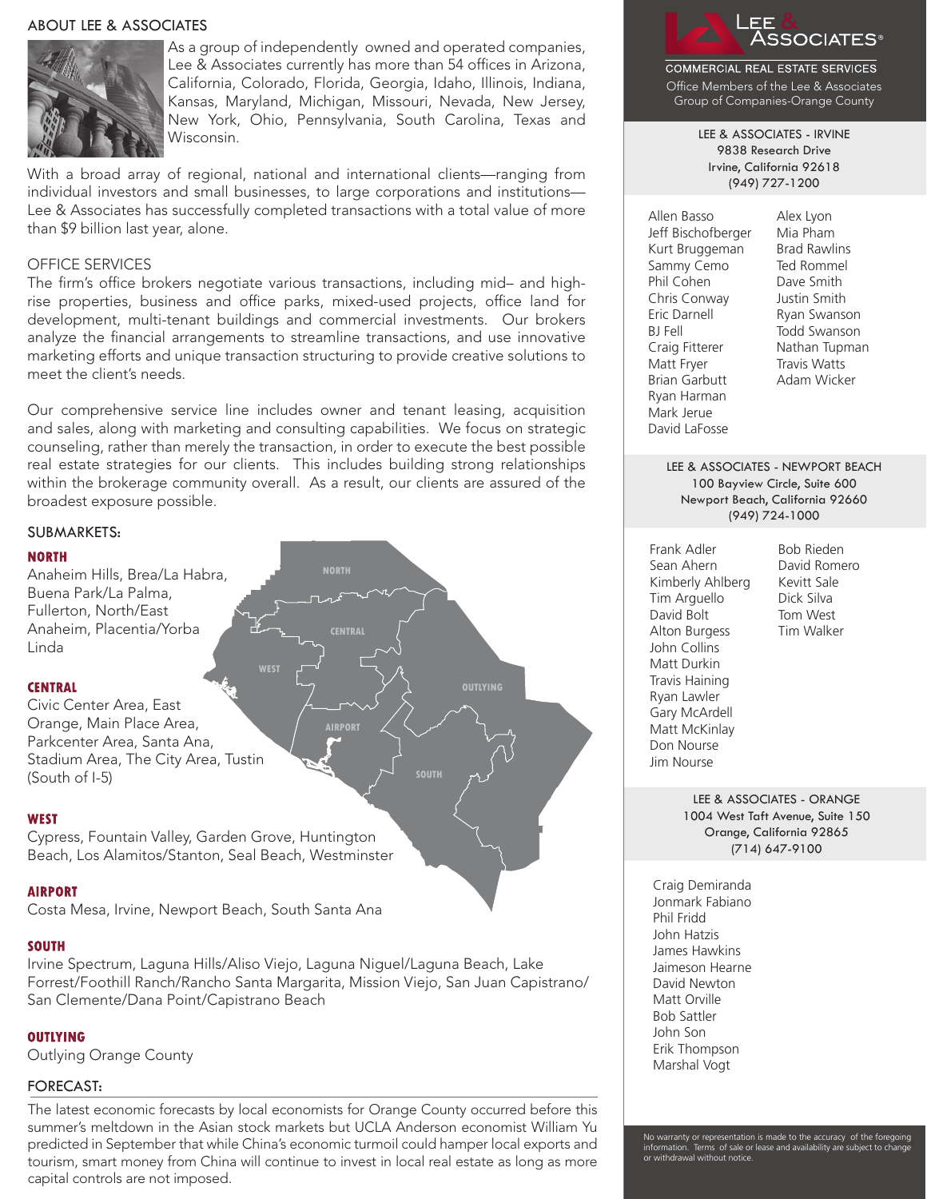## ABOUT LEE & ASSOCIATES

As a group of independently owned and operated companies, Lee & Associates currently has more than 54 offices in Arizona, California, Colorado, Florida, Georgia, Idaho, Illinois, Indiana, Kansas, Maryland, Michigan, Missouri, Nevada, New Jersey, New York, Ohio, Pennsylvania, South Carolina, Texas and Wisconsin.

With a broad array of regional, national and international clients—ranging from individual investors and small businesses, to large corporations and institutions—Lee & Associates has successfully completed transactions with a total value of more than $9 billion last year, alone.

## OFFICE SERVICES

The firm's office brokers negotiate various transactions, including mid– and high-rise properties, business and office parks, mixed-used projects, office land for development, multi-tenant buildings and commercial investments. Our brokers analyze the financial arrangements to streamline transactions, and use innovative marketing efforts and unique transaction structuring to provide creative solutions to meet the client's needs.

Our comprehensive service line includes owner and tenant leasing, acquisition and sales, along with marketing and consulting capabilities. We focus on strategic counseling, rather than merely the transaction, in order to execute the best possible real estate strategies for our clients. This includes building strong relationships within the brokerage community overall. As a result, our clients are assured of the broadest exposure possible.

## SUBMARKETS:

NORTH
CENTRAL
WEST
OUTLYING
AIRPORT
SOUTH

**NORTH**
Anaheim Hills, Brea/La Habra, Buena Park/La Palma, Fullerton, North/East Anaheim, Placentia/Yorba Linda

**CENTRAL**
Civic Center Area, East Orange, Main Place Area, Parkcenter Area, Santa Ana, Stadium Area, The City Area, Tustin (South of I-5)

**WEST**
Cypress, Fountain Valley, Garden Grove, Huntington Beach, Los Alamitos/Stanton, Seal Beach, Westminster

**AIRPORT**
Costa Mesa, Irvine, Newport Beach, South Santa Ana

**SOUTH**
Irvine Spectrum, Laguna Hills/Aliso Viejo, Laguna Niguel/Laguna Beach, Lake Forrest/Foothill Ranch/Rancho Santa Margarita, Mission Viejo, San Juan Capistrano/San Clemente/Dana Point/Capistrano Beach

**OUTLYING**
Outlying Orange County

## FORECAST:

The latest economic forecasts by local economists for Orange County occurred before this summer's meltdown in the Asian stock markets but UCLA Anderson economist William Yu predicted in September that while China's economic turmoil could hamper local exports and tourism, smart money from China will continue to invest in local real estate as long as more capital controls are not imposed.

---

**LEE & ASSOCIATES®**

COMMERCIAL REAL ESTATE SERVICES

Office Members of the Lee & Associates Group of Companies-Orange County

### LEE & ASSOCIATES - IRVINE
9838 Research Drive
Irvine, California 92618
(949) 727-1200

Allen Basso
Jeff Bischofberger
Kurt Bruggeman
Sammy Cemo
Phil Cohen
Chris Conway
Eric Darnell
BJ Fell
Craig Fitterer
Matt Fryer
Brian Garbutt
Ryan Harman
Mark Jerue
David LaFosse
Alex Lyon
Mia Pham
Brad Rawlins
Ted Rommel
Dave Smith
Justin Smith
Ryan Swanson
Todd Swanson
Nathan Tupman
Travis Watts
Adam Wicker

### LEE & ASSOCIATES - NEWPORT BEACH
100 Bayview Circle, Suite 600
Newport Beach, California 92660
(949) 724-1000

Frank Adler
Sean Ahern
Kimberly Ahlberg
Tim Arguello
David Bolt
Alton Burgess
John Collins
Matt Durkin
Travis Haining
Ryan Lawler
Gary McArdell
Matt McKinlay
Don Nourse
Jim Nourse
Bob Rieden
David Romero
Kevitt Sale
Dick Silva
Tom West
Tim Walker

### LEE & ASSOCIATES - ORANGE
1004 West Taft Avenue, Suite 150
Orange, California 92865
(714) 647-9100

Craig Demiranda
Jonmark Fabiano
Phil Fridd
John Hatzis
James Hawkins
Jaimeson Hearne
David Newton
Matt Orville
Bob Sattler
John Son
Erik Thompson
Marshal Vogt

No warranty or representation is made to the accuracy of the foregoing information. Terms of sale or lease and availability are subject to change or withdrawal without notice.